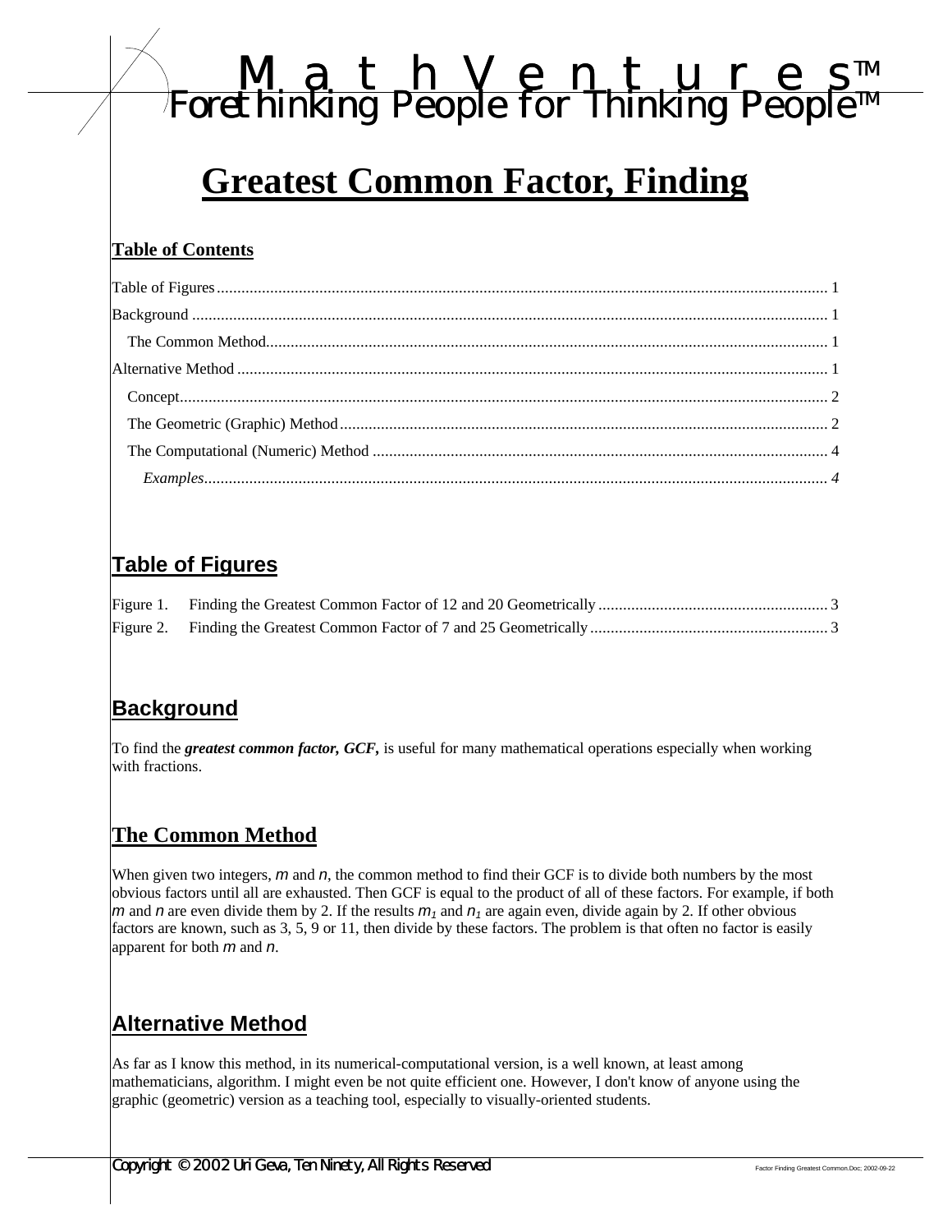# MathVentures™

Forethinking People for Thinking People™

# Greatest Common Factor, Finding

## Table of Contents

Table of Figures ..... 1
Background ..... 1
  The Common Method ..... 1
Alternative Method ..... 1
  Concept ..... 2
  The Geometric (Graphic) Method ..... 2
  The Computational (Numeric) Method ..... 4
    *Examples* ..... 4

## Table of Figures

Figure 1. Finding the Greatest Common Factor of 12 and 20 Geometrically ..... 3
Figure 2. Finding the Greatest Common Factor of 7 and 25 Geometrically ..... 3

## Background

To find the ***greatest common factor, GCF,*** is useful for many mathematical operations especially when working with fractions.

## The Common Method

When given two integers, $m$ and $n$, the common method to find their GCF is to divide both numbers by the most obvious factors until all are exhausted. Then GCF is equal to the product of all of these factors. For example, if both $m$ and $n$ are even divide them by 2. If the results $m_1$ and $n_1$ are again even, divide again by 2. If other obvious factors are known, such as 3, 5, 9 or 11, then divide by these factors. The problem is that often no factor is easily apparent for both $m$ and $n$.

## Alternative Method

As far as I know this method, in its numerical-computational version, is a well known, at least among mathematicians, algorithm. I might even be not quite efficient one. However, I don't know of anyone using the graphic (geometric) version as a teaching tool, especially to visually-oriented students.

Copyright © 2002 Uri Geva, Ten Ninety, All Rights Reserved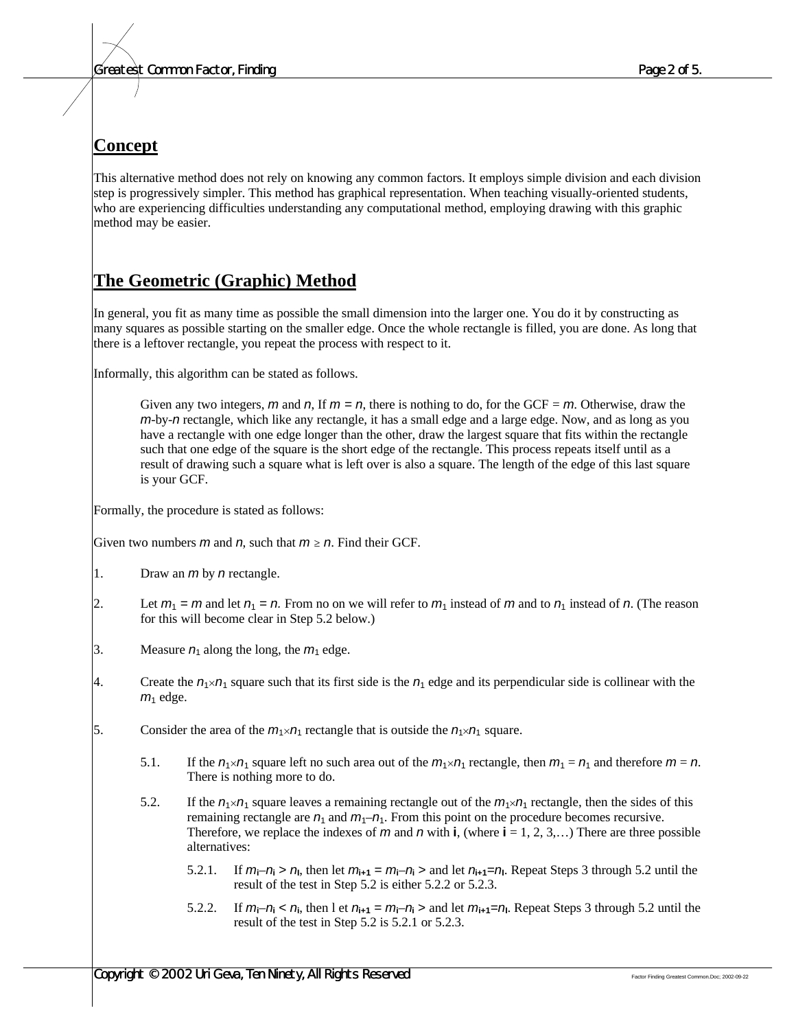## Concept

This alternative method does not rely on knowing any common factors. It employs simple division and each division step is progressively simpler. This method has graphical representation. When teaching visually-oriented students, who are experiencing difficulties understanding any computational method, employing drawing with this graphic method may be easier.

## The Geometric (Graphic) Method

In general, you fit as many time as possible the small dimension into the larger one. You do it by constructing as many squares as possible starting on the smaller edge. Once the whole rectangle is filled, you are done. As long that there is a leftover rectangle, you repeat the process with respect to it.

Informally, this algorithm can be stated as follows.

> Given any two integers, $m$ and $n$, If $m = n$, there is nothing to do, for the GCF = $m$. Otherwise, draw the $m$-by-$n$ rectangle, which like any rectangle, it has a small edge and a large edge. Now, and as long as you have a rectangle with one edge longer than the other, draw the largest square that fits within the rectangle such that one edge of the square is the short edge of the rectangle. This process repeats itself until as a result of drawing such a square what is left over is also a square. The length of the edge of this last square is your GCF.

Formally, the procedure is stated as follows:

Given two numbers $m$ and $n$, such that $m \geq n$. Find their GCF.

1. Draw an $m$ by $n$ rectangle.
2. Let $m_1 = m$ and let $n_1 = n$. From no on we will refer to $m_1$ instead of $m$ and to $n_1$ instead of $n$. (The reason for this will become clear in Step 5.2 below.)
3. Measure $n_1$ along the long, the $m_1$ edge.
4. Create the $n_1 \times n_1$ square such that its first side is the $n_1$ edge and its perpendicular side is collinear with the $m_1$ edge.
5. Consider the area of the $m_1 \times n_1$ rectangle that is outside the $n_1 \times n_1$ square.
   - 5.1. If the $n_1 \times n_1$ square left no such area out of the $m_1 \times n_1$ rectangle, then $m_1 = n_1$ and therefore $m = n$. There is nothing more to do.
   - 5.2. If the $n_1 \times n_1$ square leaves a remaining rectangle out of the $m_1 \times n_1$ rectangle, then the sides of this remaining rectangle are $n_1$ and $m_1 - n_1$. From this point on the procedure becomes recursive. Therefore, we replace the indexes of $m$ and $n$ with **i**, (where **i** = 1, 2, 3,…) There are three possible alternatives:
     - 5.2.1. If $m_i - n_i > n_i$, then let $m_{i+1} = m_i - n_i >$ and let $n_{i+1} = n_i$. Repeat Steps 3 through 5.2 until the result of the test in Step 5.2 is either 5.2.2 or 5.2.3.
     - 5.2.2. If $m_i - n_i < n_i$, then l et $n_{i+1} = m_i - n_i >$ and let $m_{i+1} = n_i$. Repeat Steps 3 through 5.2 until the result of the test in Step 5.2 is 5.2.1 or 5.2.3.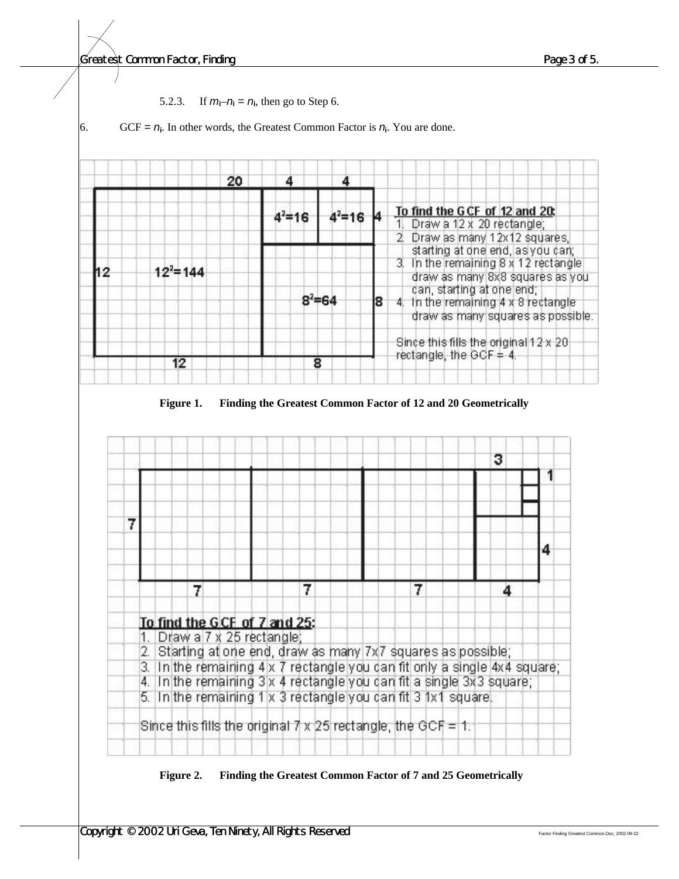5.2.3. If $m_i - n_i = n_i$, then go to Step 6.

6. GCF = $n_i$. In other words, the Greatest Common Factor is $n_i$. You are done.

**To find the GCF of 12 and 20:**
1. Draw a 12 x 20 rectangle;
2. Draw as many 12x12 squares, starting at one end, as you can;
3. In the remaining 8 x 12 rectangle draw as many 8x8 squares as you can, starting at one end;
4. In the remaining 4 x 8 rectangle draw as many squares as possible.

Since this fills the original 12 x 20 rectangle, the GCF = 4.

**Figure 1. Finding the Greatest Common Factor of 12 and 20 Geometrically**

**To find the GCF of 7 and 25:**
1. Draw a 7 x 25 rectangle;
2. Starting at one end, draw as many 7x7 squares as possible;
3. In the remaining 4 x 7 rectangle you can fit only a single 4x4 square;
4. In the remaining 3 x 4 rectangle you can fit a single 3x3 square;
5. In the remaining 1 x 3 rectangle you can fit 3 1x1 square.

Since this fills the original 7 x 25 rectangle, the GCF = 1.

**Figure 2. Finding the Greatest Common Factor of 7 and 25 Geometrically**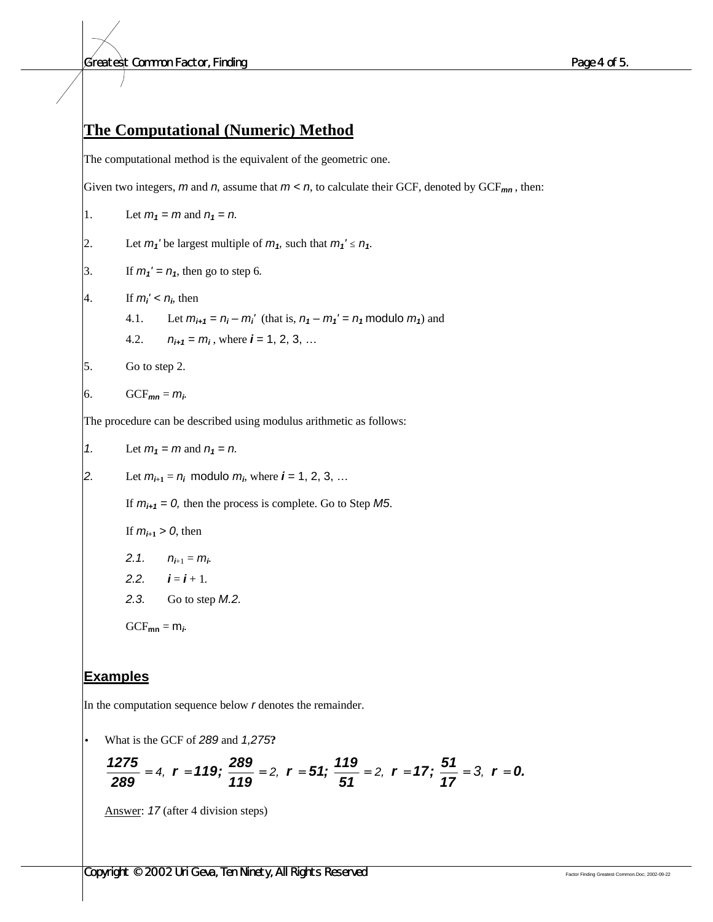## The Computational (Numeric) Method

The computational method is the equivalent of the geometric one.

Given two integers, $m$ and $n$, assume that $m < n$, to calculate their GCF, denoted by $GCF_{mn}$, then:

1. Let $m_1 = m$ and $n_1 = n$.
2. Let $m_1'$ be largest multiple of $m_1$, such that $m_1' \le n_1$.
3. If $m_1' = n_1$, then go to step 6.
4. If $m_i' < n_i$, then
   - 4.1. Let $m_{i+1} = n_i - m_i'$ (that is, $n_1 - m_1' = n_1$ modulo $m_1$) and
   - 4.2. $n_{i+1} = m_i$, where $i = 1, 2, 3, \ldots$
5. Go to step 2.
6. $GCF_{mn} = m_i$.

The procedure can be described using modulus arithmetic as follows:

1. Let $m_1 = m$ and $n_1 = n$.
2. Let $m_{i+1} = n_i$ modulo $m_i$, where $i = 1, 2, 3, \ldots$

   If $m_{i+1} = 0$, then the process is complete. Go to Step *M5*.

   If $m_{i+1} > 0$, then

   - 2.1. $n_{i+1} = m_i$.
   - 2.2. $i = i + 1$.
   - 2.3. Go to step *M.2*.

   $GCF_{mn} = m_i$.

## Examples

In the computation sequence below $r$ denotes the remainder.

- What is the GCF of *289* and *1,275*?

  $$\frac{1275}{289} = 4,\ r = 119;\ \frac{289}{119} = 2,\ r = 51;\ \frac{119}{51} = 2,\ r = 17;\ \frac{51}{17} = 3,\ r = 0.$$

  Answer: *17* (after 4 division steps)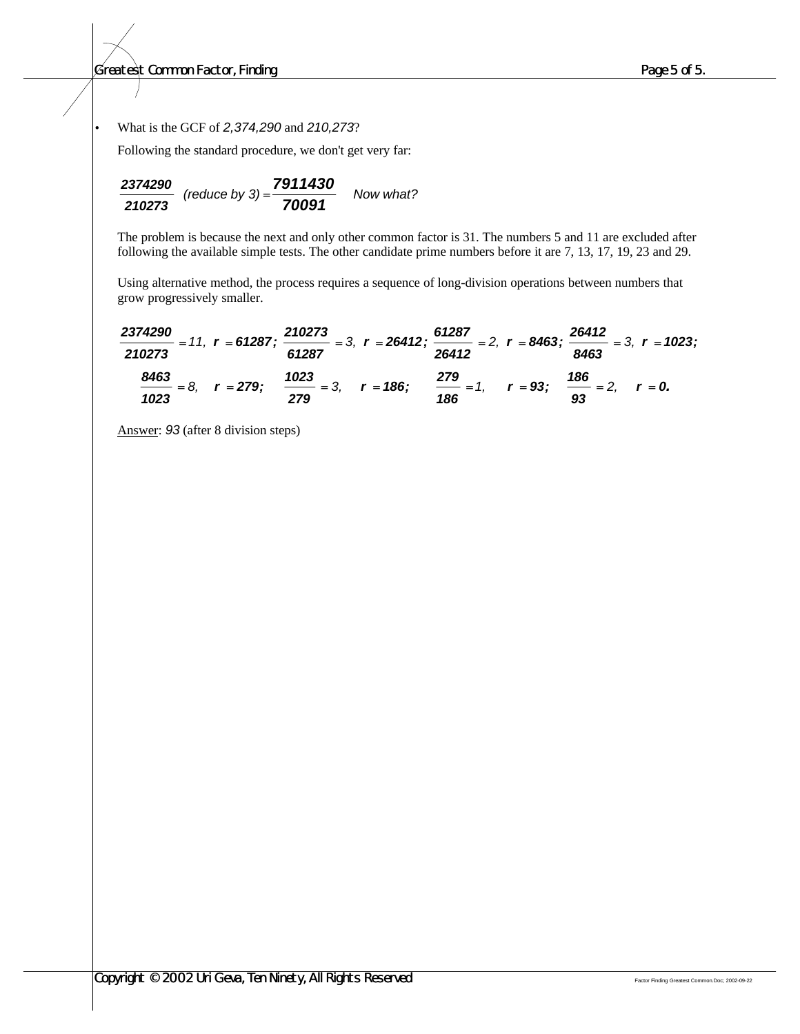- What is the GCF of *2,374,290* and *210,273*?

  Following the standard procedure, we don't get very far:

$$\frac{2374290}{210273}\ \text{(reduce by 3)} = \frac{7911430}{70091} \quad \text{Now what?}$$

The problem is because the next and only other common factor is 31. The numbers 5 and 11 are excluded after following the available simple tests. The other candidate prime numbers before it are 7, 13, 17, 19, 23 and 29.

Using alternative method, the process requires a sequence of long-division operations between numbers that grow progressively smaller.

$$\frac{2374290}{210273} = 11,\ r = 61287;\ \frac{210273}{61287} = 3,\ r = 26412;\ \frac{61287}{26412} = 2,\ r = 8463;\ \frac{26412}{8463} = 3,\ r = 1023;$$

$$\frac{8463}{1023} = 8,\quad r = 279;\quad \frac{1023}{279} = 3,\quad r = 186;\quad \frac{279}{186} = 1,\quad r = 93;\quad \frac{186}{93} = 2,\quad r = 0.$$

Answer: *93* (after 8 division steps)